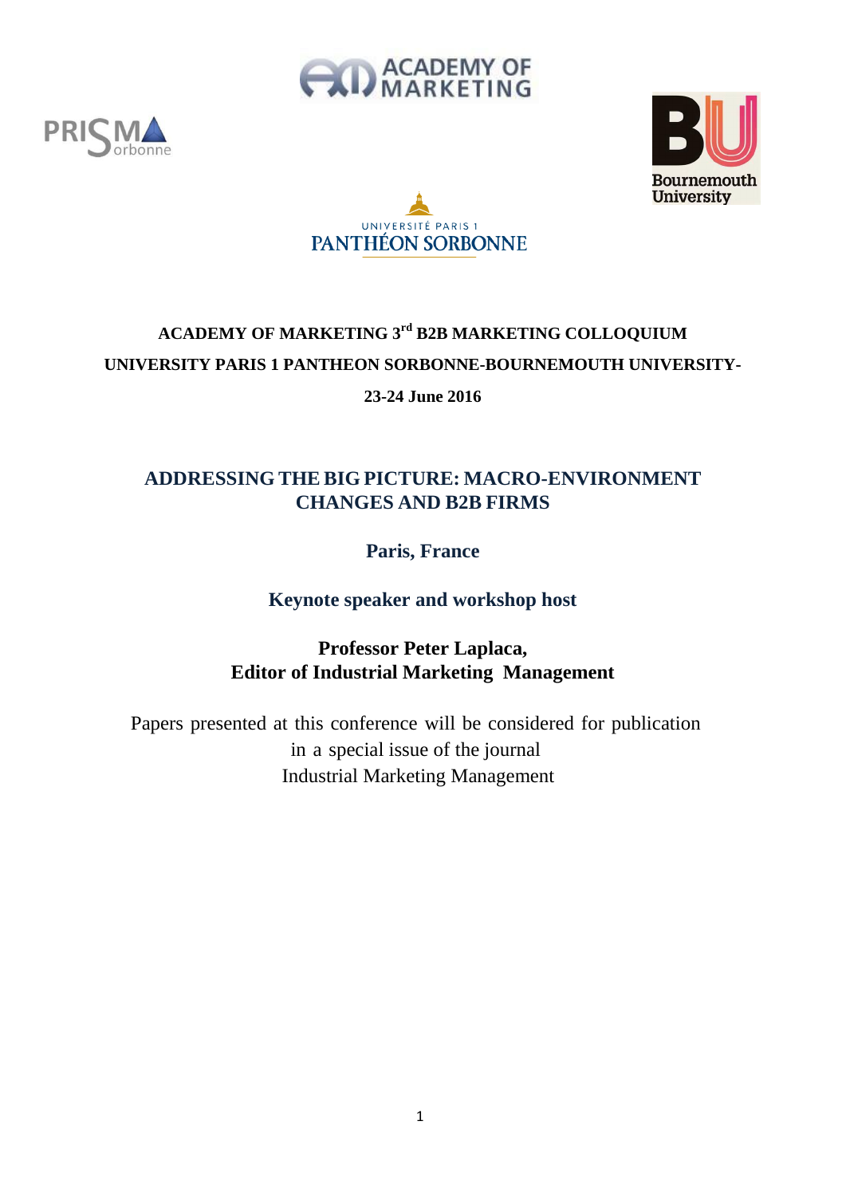**ACADEMY OF MARKETING 3rd B2B MARKETING COLLOQUIUM**

**UNIVERSITY PARIS 1 PANTHEON SORBONNE-BOURNEMOUTH UNIVERSITY-**

**23-24 June 2016**

# ADDRESSING THE BIG PICTURE: MACRO-ENVIRONMENT CHANGES AND B2B FIRMS

## Paris, France

### Keynote speaker and workshop host

**Professor Peter Laplaca,**
**Editor of Industrial Marketing Management**

Papers presented at this conference will be considered for publication in a special issue of the journal Industrial Marketing Management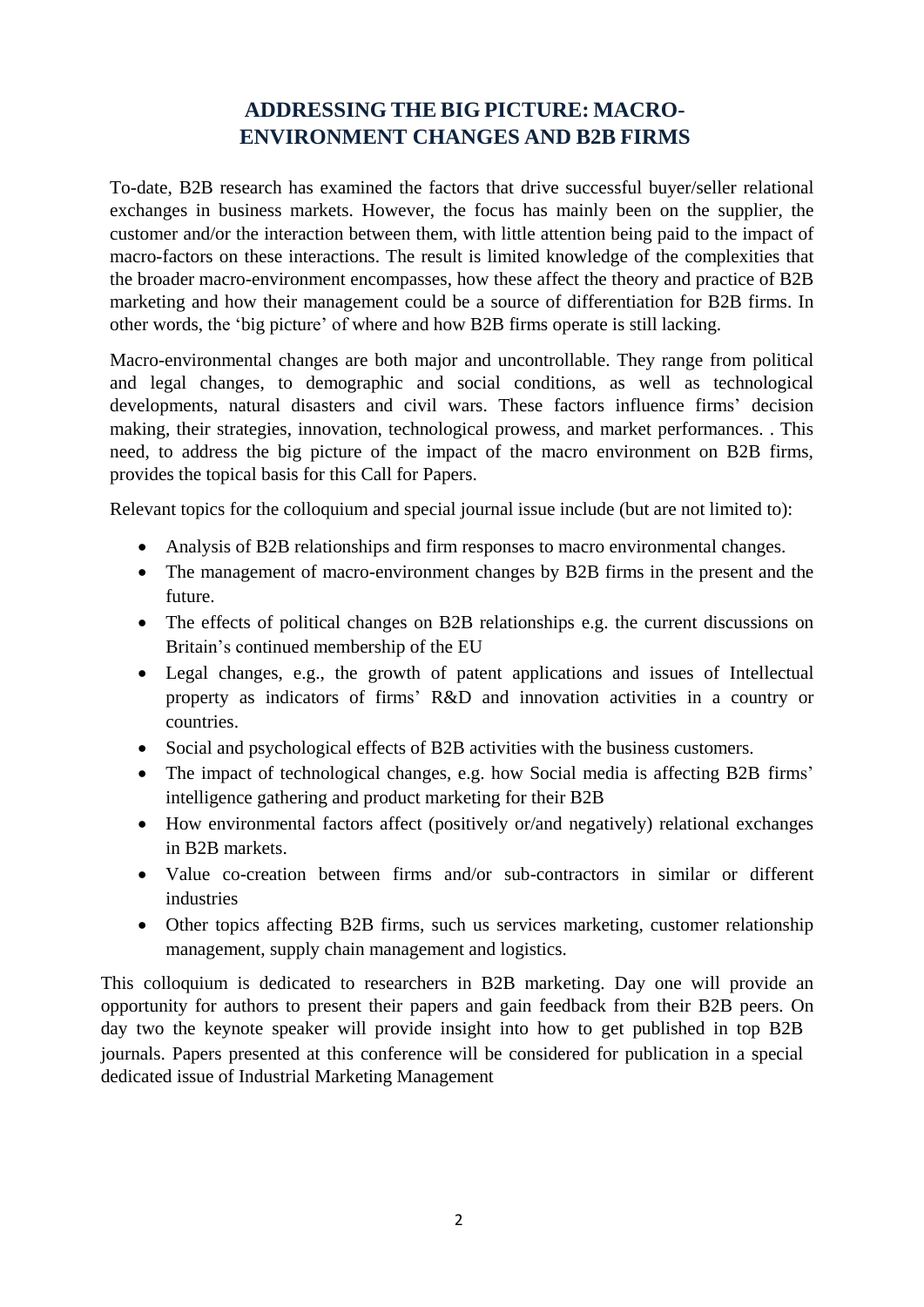# ADDRESSING THE BIG PICTURE: MACRO-ENVIRONMENT CHANGES AND B2B FIRMS

To-date, B2B research has examined the factors that drive successful buyer/seller relational exchanges in business markets. However, the focus has mainly been on the supplier, the customer and/or the interaction between them, with little attention being paid to the impact of macro-factors on these interactions. The result is limited knowledge of the complexities that the broader macro-environment encompasses, how these affect the theory and practice of B2B marketing and how their management could be a source of differentiation for B2B firms. In other words, the 'big picture' of where and how B2B firms operate is still lacking.

Macro-environmental changes are both major and uncontrollable. They range from political and legal changes, to demographic and social conditions, as well as technological developments, natural disasters and civil wars. These factors influence firms' decision making, their strategies, innovation, technological prowess, and market performances. . This need, to address the big picture of the impact of the macro environment on B2B firms, provides the topical basis for this Call for Papers.

Relevant topics for the colloquium and special journal issue include (but are not limited to):

- Analysis of B2B relationships and firm responses to macro environmental changes.
- The management of macro-environment changes by B2B firms in the present and the future.
- The effects of political changes on B2B relationships e.g. the current discussions on Britain's continued membership of the EU
- Legal changes, e.g., the growth of patent applications and issues of Intellectual property as indicators of firms' R&D and innovation activities in a country or countries.
- Social and psychological effects of B2B activities with the business customers.
- The impact of technological changes, e.g. how Social media is affecting B2B firms' intelligence gathering and product marketing for their B2B
- How environmental factors affect (positively or/and negatively) relational exchanges in B2B markets.
- Value co-creation between firms and/or sub-contractors in similar or different industries
- Other topics affecting B2B firms, such us services marketing, customer relationship management, supply chain management and logistics.

This colloquium is dedicated to researchers in B2B marketing. Day one will provide an opportunity for authors to present their papers and gain feedback from their B2B peers. On day two the keynote speaker will provide insight into how to get published in top B2B journals. Papers presented at this conference will be considered for publication in a special dedicated issue of Industrial Marketing Management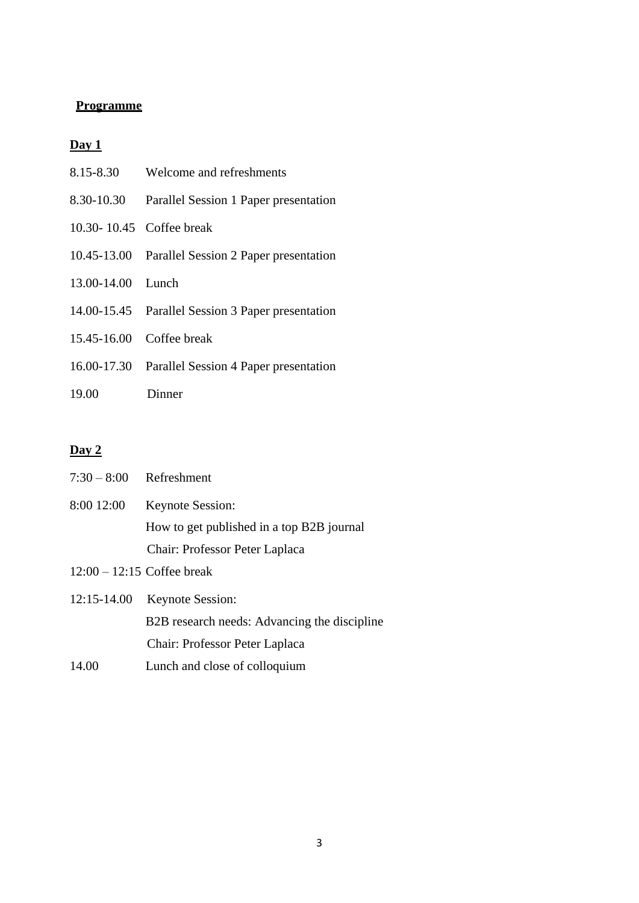## Programme

### Day 1

| | |
|---|---|
| 8.15-8.30 | Welcome and refreshments |
| 8.30-10.30 | Parallel Session 1 Paper presentation |
| 10.30- 10.45 | Coffee break |
| 10.45-13.00 | Parallel Session 2 Paper presentation |
| 13.00-14.00 | Lunch |
| 14.00-15.45 | Parallel Session 3 Paper presentation |
| 15.45-16.00 | Coffee break |
| 16.00-17.30 | Parallel Session 4 Paper presentation |
| 19.00 | Dinner |

### Day 2

| | |
|---|---|
| 7:30 – 8:00 | Refreshment |
| 8:00 12:00 | Keynote Session:<br>How to get published in a top B2B journal<br>Chair: Professor Peter Laplaca |
| 12:00 – 12:15 | Coffee break |
| 12:15-14.00 | Keynote Session:<br>B2B research needs: Advancing the discipline<br>Chair: Professor Peter Laplaca |
| 14.00 | Lunch and close of colloquium |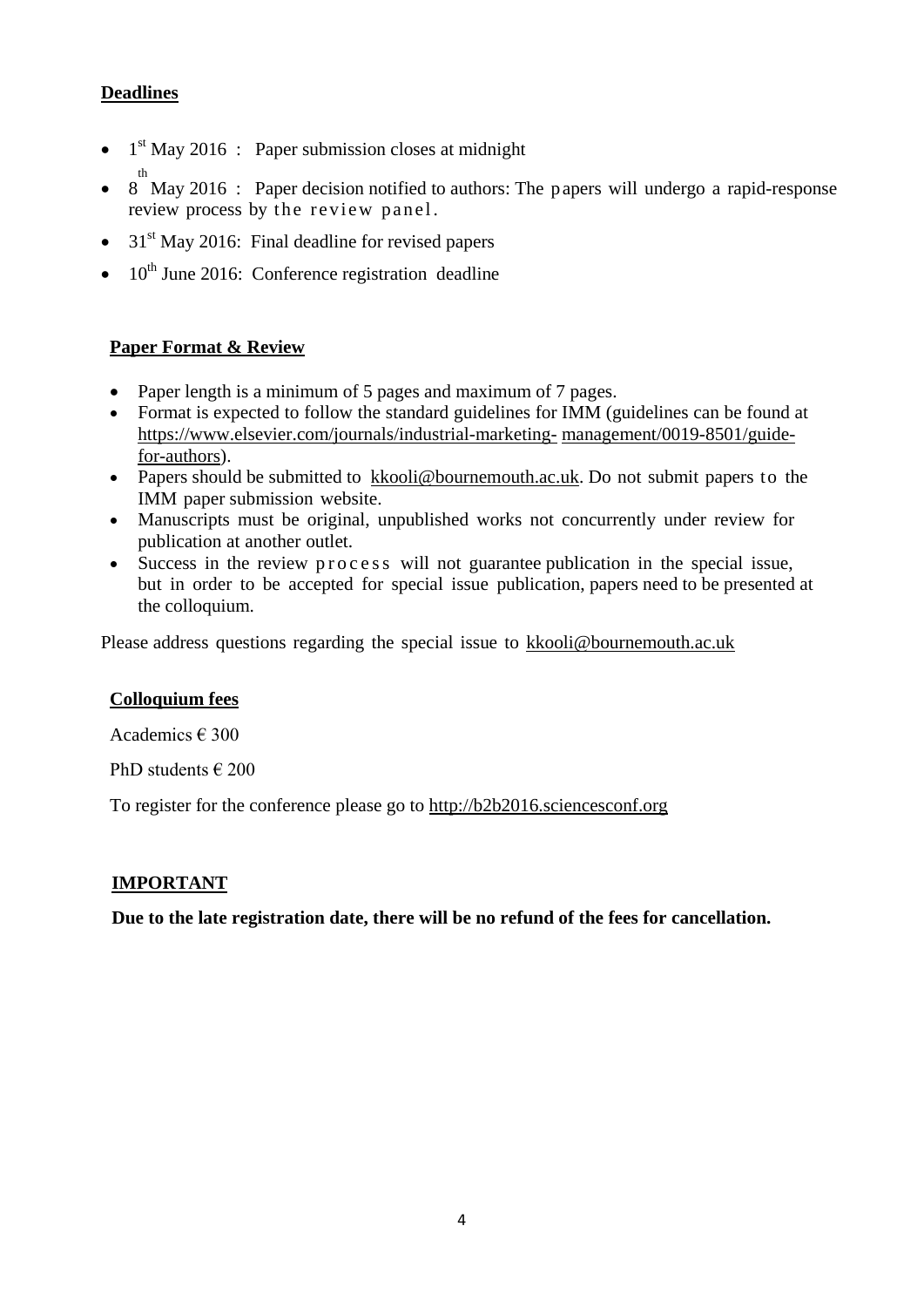## Deadlines

- 1st May 2016 : Paper submission closes at midnight
- 8th May 2016 : Paper decision notified to authors: The papers will undergo a rapid-response review process by the review panel.
- 31st May 2016: Final deadline for revised papers
- 10th June 2016: Conference registration deadline

## Paper Format & Review

- Paper length is a minimum of 5 pages and maximum of 7 pages.
- Format is expected to follow the standard guidelines for IMM (guidelines can be found at https://www.elsevier.com/journals/industrial-marketing-management/0019-8501/guide-for-authors).
- Papers should be submitted to kkooli@bournemouth.ac.uk. Do not submit papers to the IMM paper submission website.
- Manuscripts must be original, unpublished works not concurrently under review for publication at another outlet.
- Success in the review process will not guarantee publication in the special issue, but in order to be accepted for special issue publication, papers need to be presented at the colloquium.

Please address questions regarding the special issue to kkooli@bournemouth.ac.uk

## Colloquium fees

Academics € 300

PhD students € 200

To register for the conference please go to http://b2b2016.sciencesconf.org

## IMPORTANT

**Due to the late registration date, there will be no refund of the fees for cancellation.**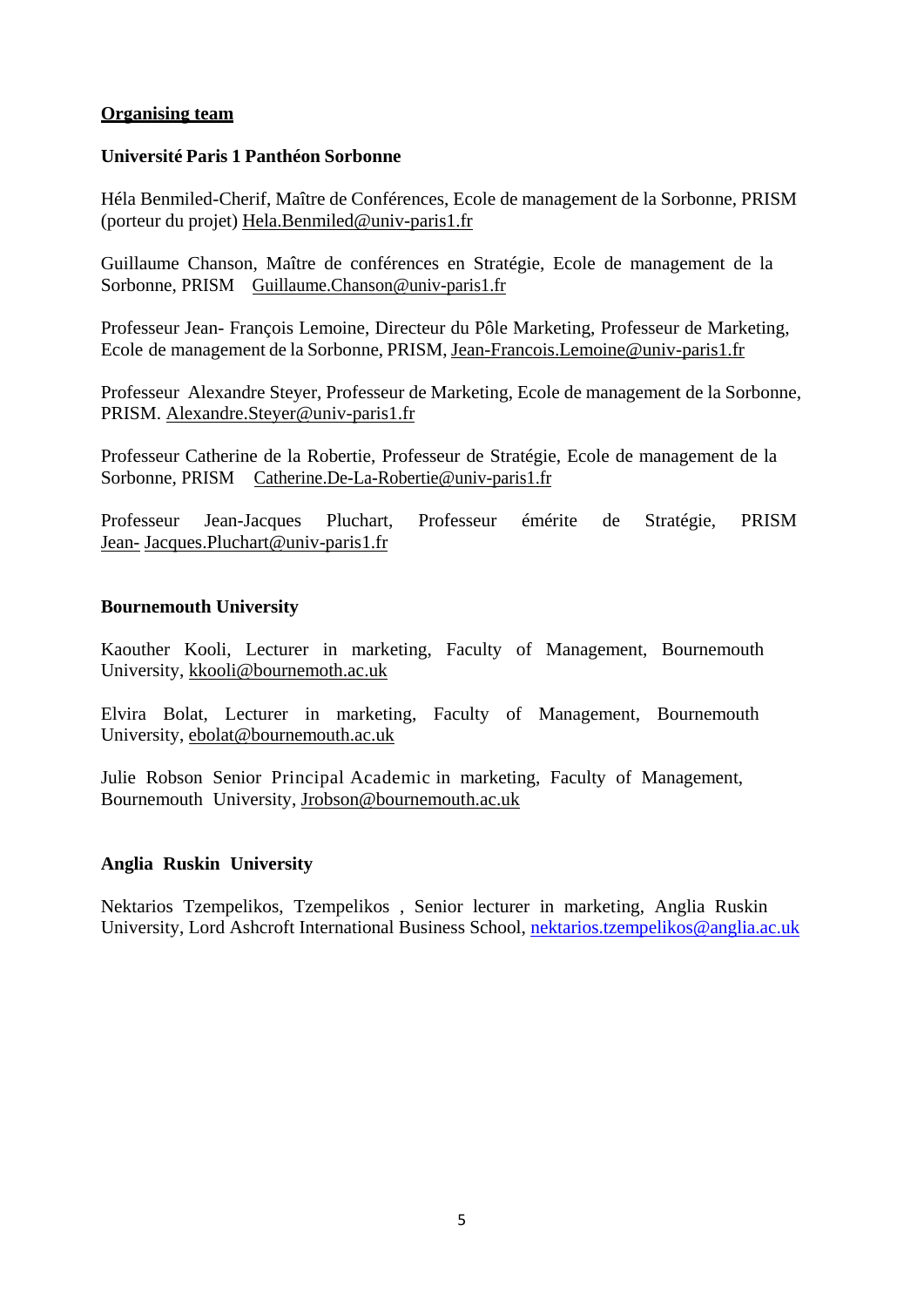**<u>Organising team</u>**

**Université Paris 1 Panthéon Sorbonne**

Héla Benmiled-Cherif, Maître de Conférences, Ecole de management de la Sorbonne, PRISM (porteur du projet) Hela.Benmiled@univ-paris1.fr

Guillaume Chanson, Maître de conférences en Stratégie, Ecole de management de la Sorbonne, PRISM Guillaume.Chanson@univ-paris1.fr

Professeur Jean- François Lemoine, Directeur du Pôle Marketing, Professeur de Marketing, Ecole de management de la Sorbonne, PRISM, Jean-Francois.Lemoine@univ-paris1.fr

Professeur Alexandre Steyer, Professeur de Marketing, Ecole de management de la Sorbonne, PRISM. Alexandre.Steyer@univ-paris1.fr

Professeur Catherine de la Robertie, Professeur de Stratégie, Ecole de management de la Sorbonne, PRISM Catherine.De-La-Robertie@univ-paris1.fr

Professeur Jean-Jacques Pluchart, Professeur émérite de Stratégie, PRISM Jean- Jacques.Pluchart@univ-paris1.fr

**Bournemouth University**

Kaouther Kooli, Lecturer in marketing, Faculty of Management, Bournemouth University, kkooli@bournemoth.ac.uk

Elvira Bolat, Lecturer in marketing, Faculty of Management, Bournemouth University, ebolat@bournemouth.ac.uk

Julie Robson Senior Principal Academic in marketing, Faculty of Management, Bournemouth University, Jrobson@bournemouth.ac.uk

**Anglia Ruskin University**

Nektarios Tzempelikos, Tzempelikos , Senior lecturer in marketing, Anglia Ruskin University, Lord Ashcroft International Business School, nektarios.tzempelikos@anglia.ac.uk